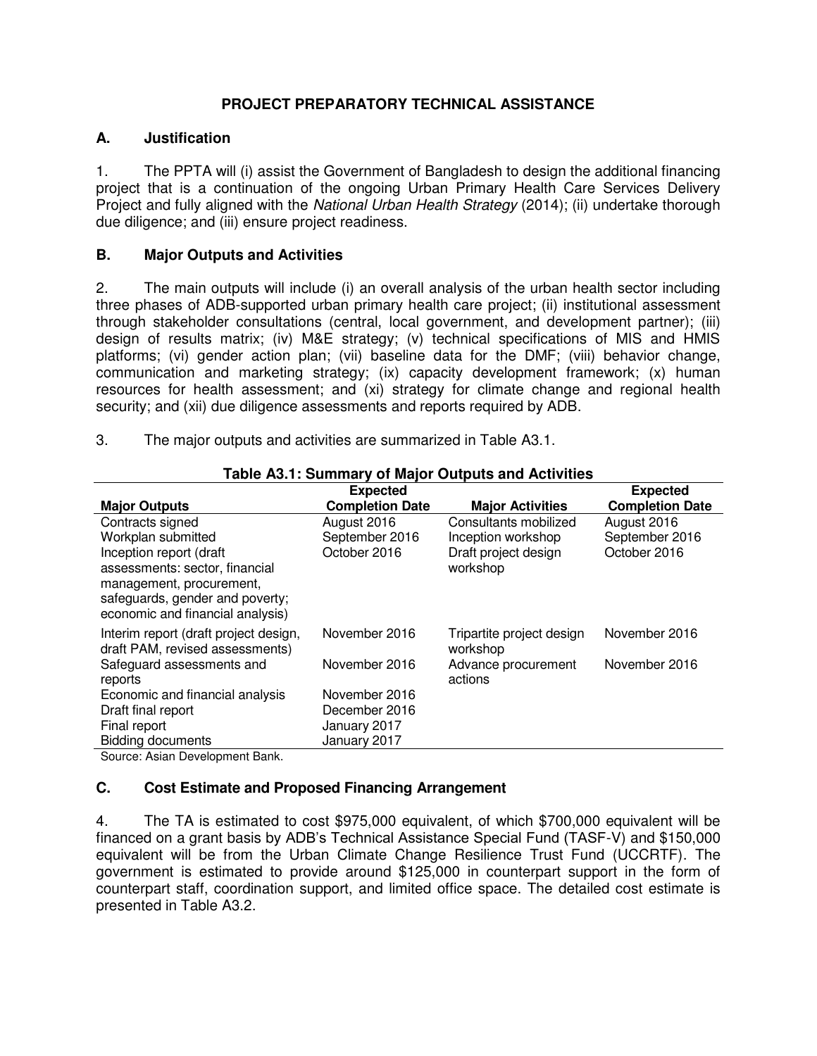# PROJECT PREPARATORY TECHNICAL ASSISTANCE

## A. Justification

1. The PPTA will (i) assist the Government of Bangladesh to design the additional financing project that is a continuation of the ongoing Urban Primary Health Care Services Delivery Project and fully aligned with the *National Urban Health Strategy* (2014); (ii) undertake thorough due diligence; and (iii) ensure project readiness.

## B. Major Outputs and Activities

2. The main outputs will include (i) an overall analysis of the urban health sector including three phases of ADB-supported urban primary health care project; (ii) institutional assessment through stakeholder consultations (central, local government, and development partner); (iii) design of results matrix; (iv) M&E strategy; (v) technical specifications of MIS and HMIS platforms; (vi) gender action plan; (vii) baseline data for the DMF; (viii) behavior change, communication and marketing strategy; (ix) capacity development framework; (x) human resources for health assessment; and (xi) strategy for climate change and regional health security; and (xii) due diligence assessments and reports required by ADB.

3. The major outputs and activities are summarized in Table A3.1.

**Table A3.1: Summary of Major Outputs and Activities**

| Major Outputs | Expected Completion Date | Major Activities | Expected Completion Date |
|---|---|---|---|
| Contracts signed | August 2016 | Consultants mobilized | August 2016 |
| Workplan submitted | September 2016 | Inception workshop | September 2016 |
| Inception report (draft assessments: sector, financial management, procurement, safeguards, gender and poverty; economic and financial analysis) | October 2016 | Draft project design workshop | October 2016 |
| Interim report (draft project design, draft PAM, revised assessments) | November 2016 | Tripartite project design workshop | November 2016 |
| Safeguard assessments and reports | November 2016 | Advance procurement actions | November 2016 |
| Economic and financial analysis | November 2016 | | |
| Draft final report | December 2016 | | |
| Final report | January 2017 | | |
| Bidding documents | January 2017 | | |

Source: Asian Development Bank.

## C. Cost Estimate and Proposed Financing Arrangement

4. The TA is estimated to cost $975,000 equivalent, of which $700,000 equivalent will be financed on a grant basis by ADB's Technical Assistance Special Fund (TASF-V) and $150,000 equivalent will be from the Urban Climate Change Resilience Trust Fund (UCCRTF). The government is estimated to provide around $125,000 in counterpart support in the form of counterpart staff, coordination support, and limited office space. The detailed cost estimate is presented in Table A3.2.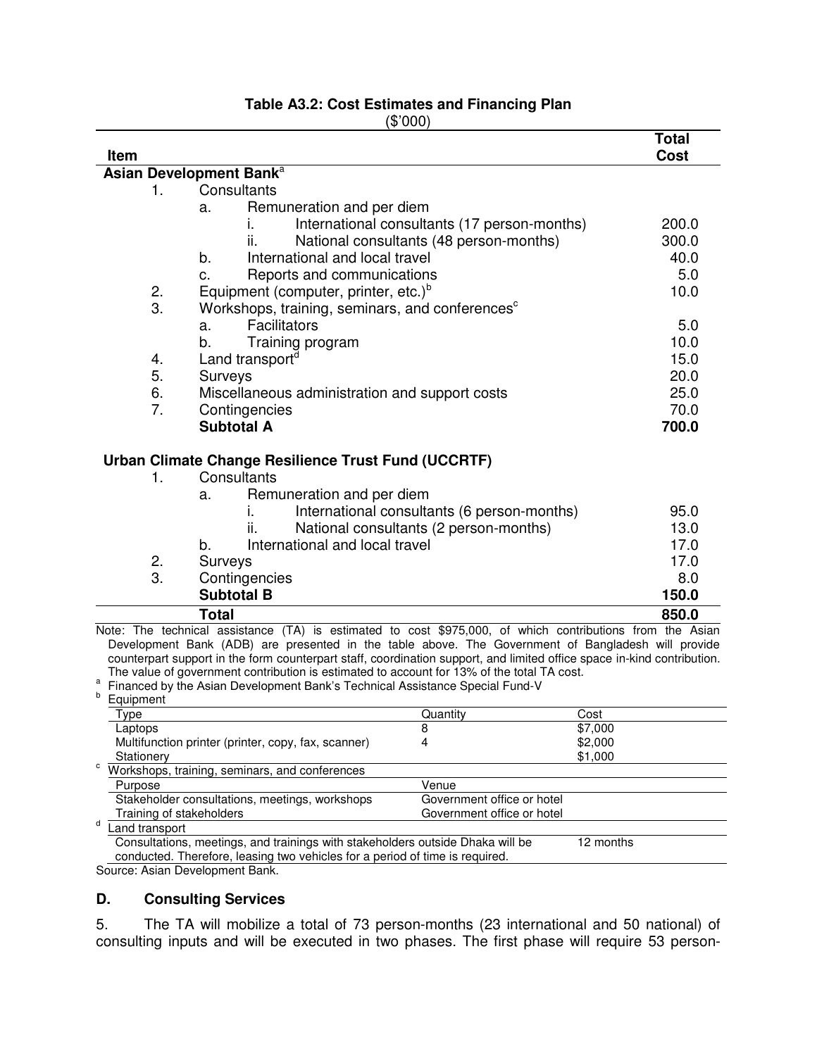**Table A3.2: Cost Estimates and Financing Plan**

($'000)

| Item | Total Cost |
|---|---|
| **Asian Development Bank**[a] | |
| 1. Consultants | |
| a. Remuneration and per diem | |
| i. International consultants (17 person-months) | 200.0 |
| ii. National consultants (48 person-months) | 300.0 |
| b. International and local travel | 40.0 |
| c. Reports and communications | 5.0 |
| 2. Equipment (computer, printer, etc.)[b] | 10.0 |
| 3. Workshops, training, seminars, and conferences[c] | |
| a. Facilitators | 5.0 |
| b. Training program | 10.0 |
| 4. Land transport[d] | 15.0 |
| 5. Surveys | 20.0 |
| 6. Miscellaneous administration and support costs | 25.0 |
| 7. Contingencies | 70.0 |
| **Subtotal A** | **700.0** |
| **Urban Climate Change Resilience Trust Fund (UCCRTF)** | |
| 1. Consultants | |
| a. Remuneration and per diem | |
| i. International consultants (6 person-months) | 95.0 |
| ii. National consultants (2 person-months) | 13.0 |
| b. International and local travel | 17.0 |
| 2. Surveys | 17.0 |
| 3. Contingencies | 8.0 |
| **Subtotal B** | **150.0** |
| **Total** | **850.0** |

Note: The technical assistance (TA) is estimated to cost $975,000, of which contributions from the Asian Development Bank (ADB) are presented in the table above. The Government of Bangladesh will provide counterpart support in the form counterpart staff, coordination support, and limited office space in-kind contribution. The value of government contribution is estimated to account for 13% of the total TA cost.

[a] Financed by the Asian Development Bank's Technical Assistance Special Fund-V

[b] Equipment

| Type | Quantity | Cost |
|---|---|---|
| Laptops | 8 | $7,000 |
| Multifunction printer (printer, copy, fax, scanner) | 4 | $2,000 |
| Stationery | | $1,000 |

[c] Workshops, training, seminars, and conferences

| Purpose | Venue |
|---|---|
| Stakeholder consultations, meetings, workshops | Government office or hotel |
| Training of stakeholders | Government office or hotel |

[d] Land transport

| | |
|---|---|
| Consultations, meetings, and trainings with stakeholders outside Dhaka will be conducted. Therefore, leasing two vehicles for a period of time is required. | 12 months |

Source: Asian Development Bank.

## D. Consulting Services

5. The TA will mobilize a total of 73 person-months (23 international and 50 national) of consulting inputs and will be executed in two phases. The first phase will require 53 person-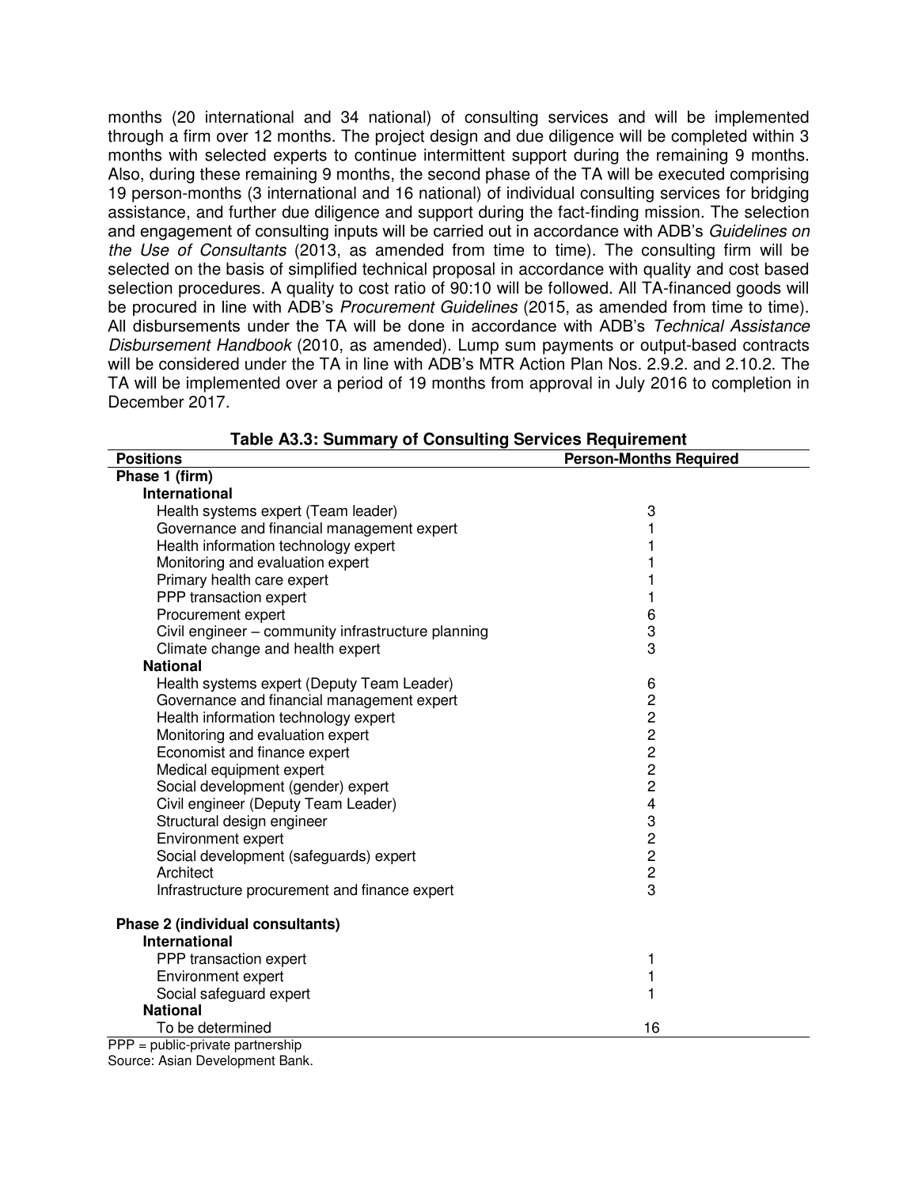months (20 international and 34 national) of consulting services and will be implemented through a firm over 12 months. The project design and due diligence will be completed within 3 months with selected experts to continue intermittent support during the remaining 9 months. Also, during these remaining 9 months, the second phase of the TA will be executed comprising 19 person-months (3 international and 16 national) of individual consulting services for bridging assistance, and further due diligence and support during the fact-finding mission. The selection and engagement of consulting inputs will be carried out in accordance with ADB's *Guidelines on the Use of Consultants* (2013, as amended from time to time). The consulting firm will be selected on the basis of simplified technical proposal in accordance with quality and cost based selection procedures. A quality to cost ratio of 90:10 will be followed. All TA-financed goods will be procured in line with ADB's *Procurement Guidelines* (2015, as amended from time to time). All disbursements under the TA will be done in accordance with ADB's *Technical Assistance Disbursement Handbook* (2010, as amended). Lump sum payments or output-based contracts will be considered under the TA in line with ADB's MTR Action Plan Nos. 2.9.2. and 2.10.2. The TA will be implemented over a period of 19 months from approval in July 2016 to completion in December 2017.

**Table A3.3: Summary of Consulting Services Requirement**

| Positions | Person-Months Required |
|---|---|
| **Phase 1 (firm)** | |
| **International** | |
| Health systems expert (Team leader) | 3 |
| Governance and financial management expert | 1 |
| Health information technology expert | 1 |
| Monitoring and evaluation expert | 1 |
| Primary health care expert | 1 |
| PPP transaction expert | 1 |
| Procurement expert | 6 |
| Civil engineer – community infrastructure planning | 3 |
| Climate change and health expert | 3 |
| **National** | |
| Health systems expert (Deputy Team Leader) | 6 |
| Governance and financial management expert | 2 |
| Health information technology expert | 2 |
| Monitoring and evaluation expert | 2 |
| Economist and finance expert | 2 |
| Medical equipment expert | 2 |
| Social development (gender) expert | 2 |
| Civil engineer (Deputy Team Leader) | 4 |
| Structural design engineer | 3 |
| Environment expert | 2 |
| Social development (safeguards) expert | 2 |
| Architect | 2 |
| Infrastructure procurement and finance expert | 3 |
| **Phase 2 (individual consultants)** | |
| **International** | |
| PPP transaction expert | 1 |
| Environment expert | 1 |
| Social safeguard expert | 1 |
| **National** | |
| To be determined | 16 |

PPP = public-private partnership
Source: Asian Development Bank.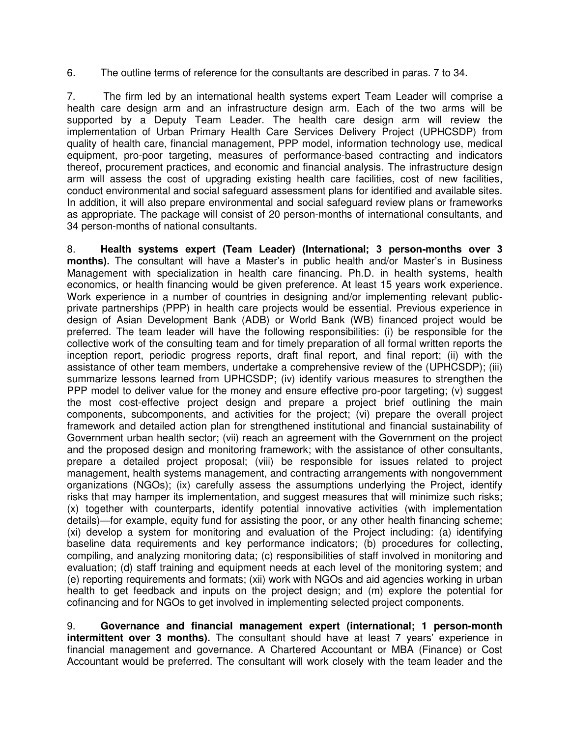6. The outline terms of reference for the consultants are described in paras. 7 to 34.

7. The firm led by an international health systems expert Team Leader will comprise a health care design arm and an infrastructure design arm. Each of the two arms will be supported by a Deputy Team Leader. The health care design arm will review the implementation of Urban Primary Health Care Services Delivery Project (UPHCSDP) from quality of health care, financial management, PPP model, information technology use, medical equipment, pro-poor targeting, measures of performance-based contracting and indicators thereof, procurement practices, and economic and financial analysis. The infrastructure design arm will assess the cost of upgrading existing health care facilities, cost of new facilities, conduct environmental and social safeguard assessment plans for identified and available sites. In addition, it will also prepare environmental and social safeguard review plans or frameworks as appropriate. The package will consist of 20 person-months of international consultants, and 34 person-months of national consultants.

8. **Health systems expert (Team Leader) (International; 3 person-months over 3 months).** The consultant will have a Master's in public health and/or Master's in Business Management with specialization in health care financing. Ph.D. in health systems, health economics, or health financing would be given preference. At least 15 years work experience. Work experience in a number of countries in designing and/or implementing relevant public-private partnerships (PPP) in health care projects would be essential. Previous experience in design of Asian Development Bank (ADB) or World Bank (WB) financed project would be preferred. The team leader will have the following responsibilities: (i) be responsible for the collective work of the consulting team and for timely preparation of all formal written reports the inception report, periodic progress reports, draft final report, and final report; (ii) with the assistance of other team members, undertake a comprehensive review of the (UPHCSDP); (iii) summarize lessons learned from UPHCSDP; (iv) identify various measures to strengthen the PPP model to deliver value for the money and ensure effective pro-poor targeting; (v) suggest the most cost-effective project design and prepare a project brief outlining the main components, subcomponents, and activities for the project; (vi) prepare the overall project framework and detailed action plan for strengthened institutional and financial sustainability of Government urban health sector; (vii) reach an agreement with the Government on the project and the proposed design and monitoring framework; with the assistance of other consultants, prepare a detailed project proposal; (viii) be responsible for issues related to project management, health systems management, and contracting arrangements with nongovernment organizations (NGOs); (ix) carefully assess the assumptions underlying the Project, identify risks that may hamper its implementation, and suggest measures that will minimize such risks; (x) together with counterparts, identify potential innovative activities (with implementation details)—for example, equity fund for assisting the poor, or any other health financing scheme; (xi) develop a system for monitoring and evaluation of the Project including: (a) identifying baseline data requirements and key performance indicators; (b) procedures for collecting, compiling, and analyzing monitoring data; (c) responsibilities of staff involved in monitoring and evaluation; (d) staff training and equipment needs at each level of the monitoring system; and (e) reporting requirements and formats; (xii) work with NGOs and aid agencies working in urban health to get feedback and inputs on the project design; and (m) explore the potential for cofinancing and for NGOs to get involved in implementing selected project components.

9. **Governance and financial management expert (international; 1 person-month intermittent over 3 months).** The consultant should have at least 7 years' experience in financial management and governance. A Chartered Accountant or MBA (Finance) or Cost Accountant would be preferred. The consultant will work closely with the team leader and the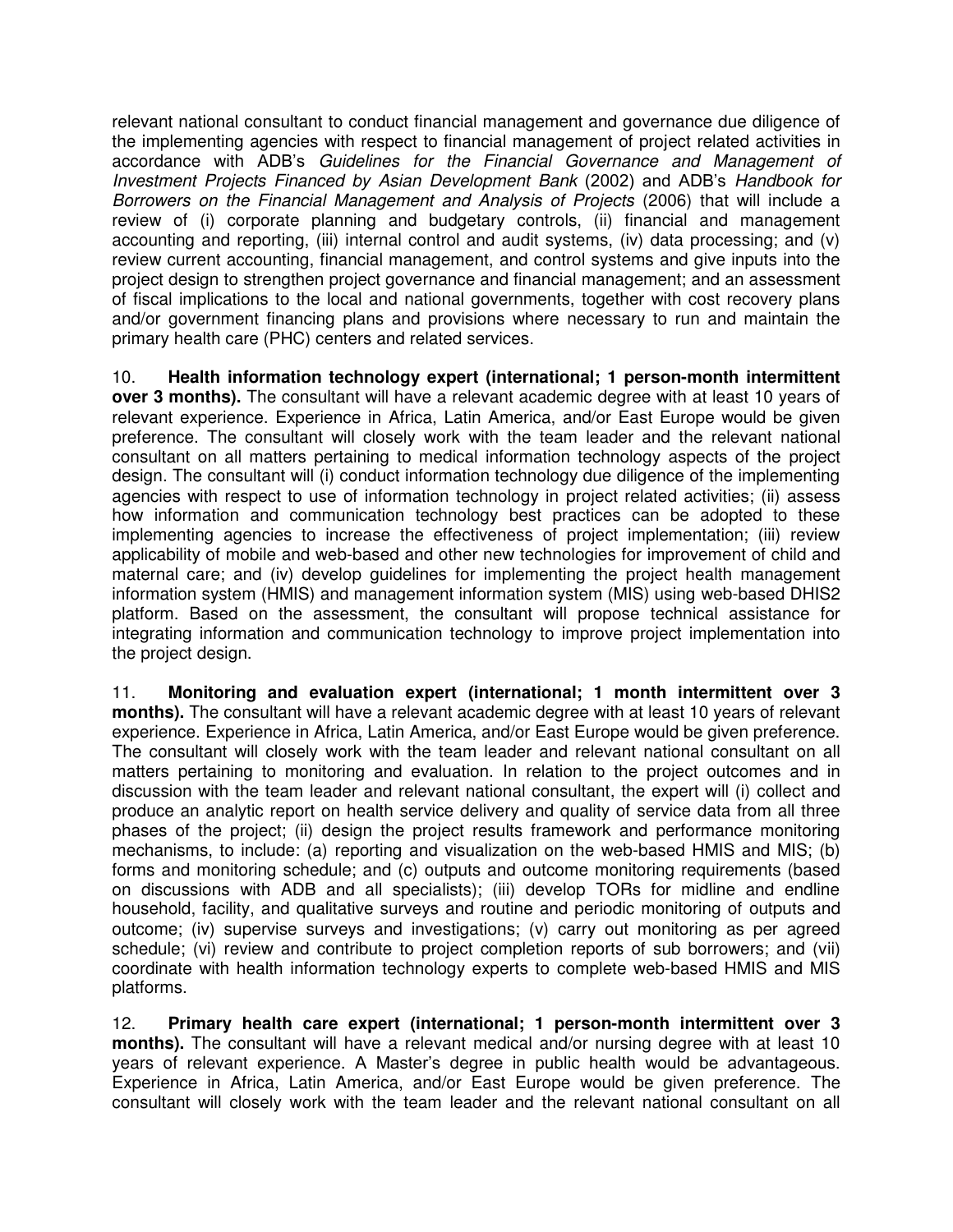relevant national consultant to conduct financial management and governance due diligence of the implementing agencies with respect to financial management of project related activities in accordance with ADB's *Guidelines for the Financial Governance and Management of Investment Projects Financed by Asian Development Bank* (2002) and ADB's *Handbook for Borrowers on the Financial Management and Analysis of Projects* (2006) that will include a review of (i) corporate planning and budgetary controls, (ii) financial and management accounting and reporting, (iii) internal control and audit systems, (iv) data processing; and (v) review current accounting, financial management, and control systems and give inputs into the project design to strengthen project governance and financial management; and an assessment of fiscal implications to the local and national governments, together with cost recovery plans and/or government financing plans and provisions where necessary to run and maintain the primary health care (PHC) centers and related services.

10. **Health information technology expert (international; 1 person-month intermittent over 3 months).** The consultant will have a relevant academic degree with at least 10 years of relevant experience. Experience in Africa, Latin America, and/or East Europe would be given preference. The consultant will closely work with the team leader and the relevant national consultant on all matters pertaining to medical information technology aspects of the project design. The consultant will (i) conduct information technology due diligence of the implementing agencies with respect to use of information technology in project related activities; (ii) assess how information and communication technology best practices can be adopted to these implementing agencies to increase the effectiveness of project implementation; (iii) review applicability of mobile and web-based and other new technologies for improvement of child and maternal care; and (iv) develop guidelines for implementing the project health management information system (HMIS) and management information system (MIS) using web-based DHIS2 platform. Based on the assessment, the consultant will propose technical assistance for integrating information and communication technology to improve project implementation into the project design.

11. **Monitoring and evaluation expert (international; 1 month intermittent over 3 months).** The consultant will have a relevant academic degree with at least 10 years of relevant experience. Experience in Africa, Latin America, and/or East Europe would be given preference. The consultant will closely work with the team leader and relevant national consultant on all matters pertaining to monitoring and evaluation. In relation to the project outcomes and in discussion with the team leader and relevant national consultant, the expert will (i) collect and produce an analytic report on health service delivery and quality of service data from all three phases of the project; (ii) design the project results framework and performance monitoring mechanisms, to include: (a) reporting and visualization on the web-based HMIS and MIS; (b) forms and monitoring schedule; and (c) outputs and outcome monitoring requirements (based on discussions with ADB and all specialists); (iii) develop TORs for midline and endline household, facility, and qualitative surveys and routine and periodic monitoring of outputs and outcome; (iv) supervise surveys and investigations; (v) carry out monitoring as per agreed schedule; (vi) review and contribute to project completion reports of sub borrowers; and (vii) coordinate with health information technology experts to complete web-based HMIS and MIS platforms.

12. **Primary health care expert (international; 1 person-month intermittent over 3 months).** The consultant will have a relevant medical and/or nursing degree with at least 10 years of relevant experience. A Master's degree in public health would be advantageous. Experience in Africa, Latin America, and/or East Europe would be given preference. The consultant will closely work with the team leader and the relevant national consultant on all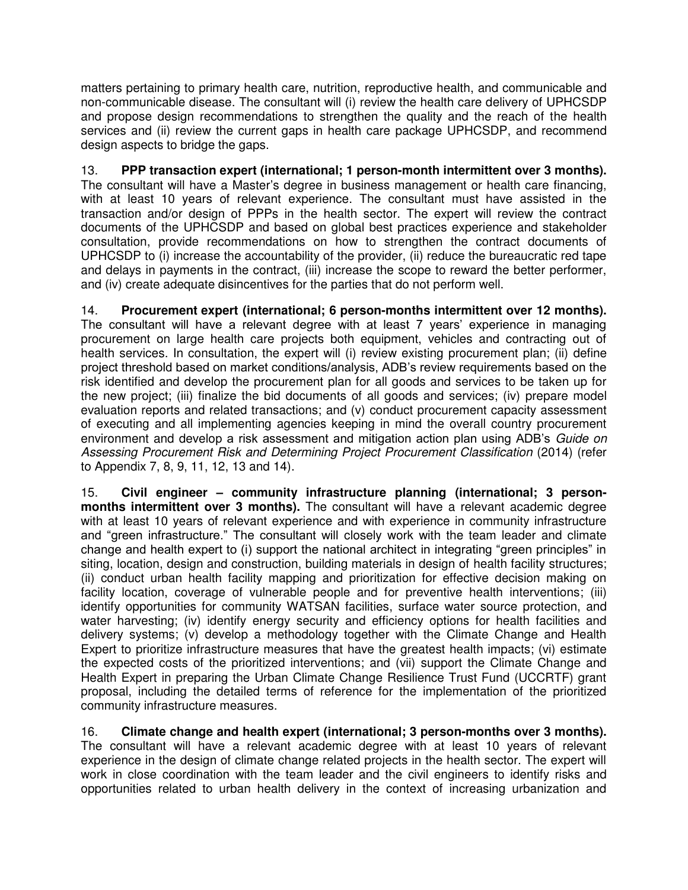matters pertaining to primary health care, nutrition, reproductive health, and communicable and non-communicable disease. The consultant will (i) review the health care delivery of UPHCSDP and propose design recommendations to strengthen the quality and the reach of the health services and (ii) review the current gaps in health care package UPHCSDP, and recommend design aspects to bridge the gaps.

13. **PPP transaction expert (international; 1 person-month intermittent over 3 months).** The consultant will have a Master's degree in business management or health care financing, with at least 10 years of relevant experience. The consultant must have assisted in the transaction and/or design of PPPs in the health sector. The expert will review the contract documents of the UPHCSDP and based on global best practices experience and stakeholder consultation, provide recommendations on how to strengthen the contract documents of UPHCSDP to (i) increase the accountability of the provider, (ii) reduce the bureaucratic red tape and delays in payments in the contract, (iii) increase the scope to reward the better performer, and (iv) create adequate disincentives for the parties that do not perform well.

14. **Procurement expert (international; 6 person-months intermittent over 12 months).** The consultant will have a relevant degree with at least 7 years' experience in managing procurement on large health care projects both equipment, vehicles and contracting out of health services. In consultation, the expert will (i) review existing procurement plan; (ii) define project threshold based on market conditions/analysis, ADB's review requirements based on the risk identified and develop the procurement plan for all goods and services to be taken up for the new project; (iii) finalize the bid documents of all goods and services; (iv) prepare model evaluation reports and related transactions; and (v) conduct procurement capacity assessment of executing and all implementing agencies keeping in mind the overall country procurement environment and develop a risk assessment and mitigation action plan using ADB's *Guide on Assessing Procurement Risk and Determining Project Procurement Classification* (2014) (refer to Appendix 7, 8, 9, 11, 12, 13 and 14).

15. **Civil engineer – community infrastructure planning (international; 3 person-months intermittent over 3 months).** The consultant will have a relevant academic degree with at least 10 years of relevant experience and with experience in community infrastructure and "green infrastructure." The consultant will closely work with the team leader and climate change and health expert to (i) support the national architect in integrating "green principles" in siting, location, design and construction, building materials in design of health facility structures; (ii) conduct urban health facility mapping and prioritization for effective decision making on facility location, coverage of vulnerable people and for preventive health interventions; (iii) identify opportunities for community WATSAN facilities, surface water source protection, and water harvesting; (iv) identify energy security and efficiency options for health facilities and delivery systems; (v) develop a methodology together with the Climate Change and Health Expert to prioritize infrastructure measures that have the greatest health impacts; (vi) estimate the expected costs of the prioritized interventions; and (vii) support the Climate Change and Health Expert in preparing the Urban Climate Change Resilience Trust Fund (UCCRTF) grant proposal, including the detailed terms of reference for the implementation of the prioritized community infrastructure measures.

16. **Climate change and health expert (international; 3 person-months over 3 months).** The consultant will have a relevant academic degree with at least 10 years of relevant experience in the design of climate change related projects in the health sector. The expert will work in close coordination with the team leader and the civil engineers to identify risks and opportunities related to urban health delivery in the context of increasing urbanization and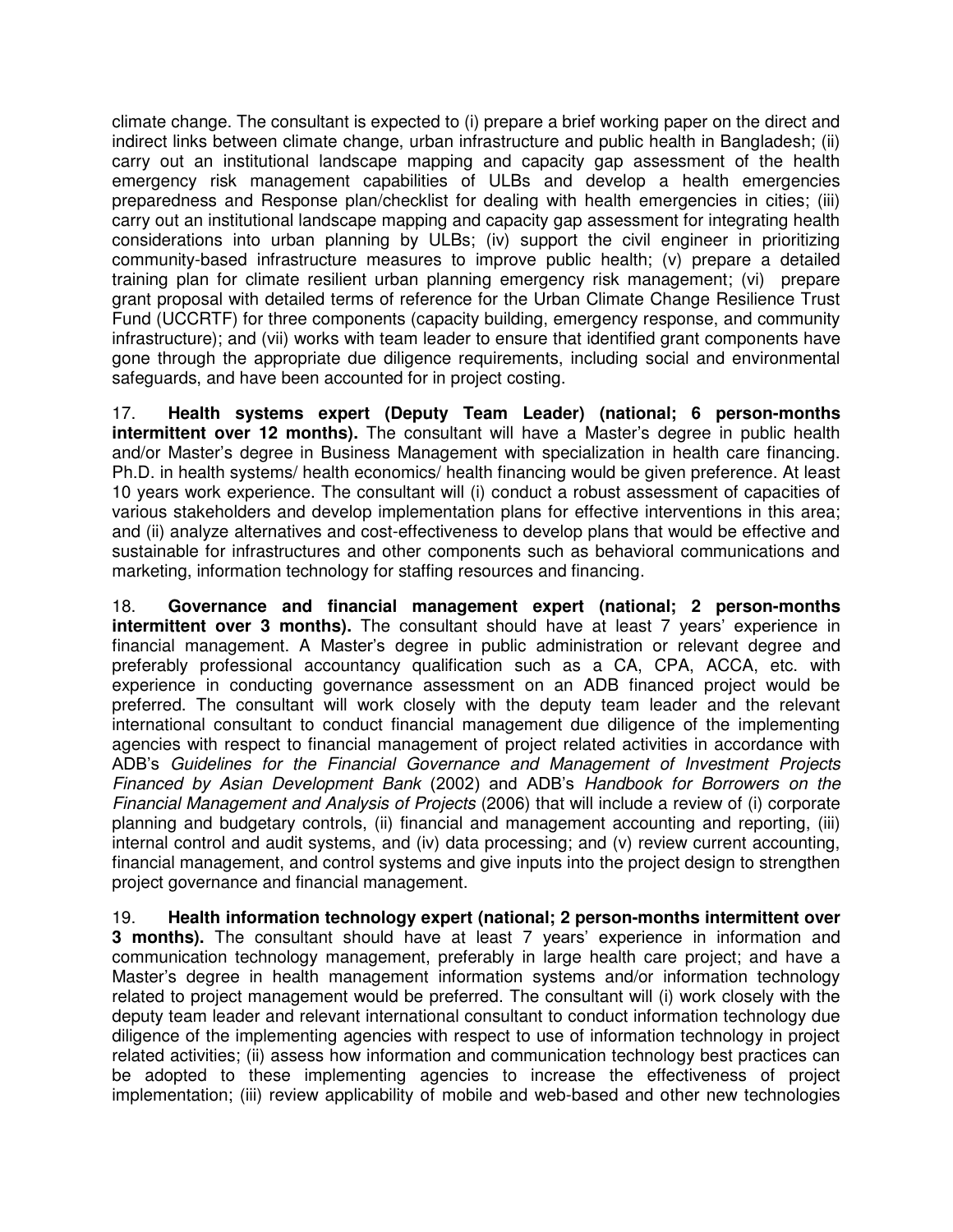climate change. The consultant is expected to (i) prepare a brief working paper on the direct and indirect links between climate change, urban infrastructure and public health in Bangladesh; (ii) carry out an institutional landscape mapping and capacity gap assessment of the health emergency risk management capabilities of ULBs and develop a health emergencies preparedness and Response plan/checklist for dealing with health emergencies in cities; (iii) carry out an institutional landscape mapping and capacity gap assessment for integrating health considerations into urban planning by ULBs; (iv) support the civil engineer in prioritizing community-based infrastructure measures to improve public health; (v) prepare a detailed training plan for climate resilient urban planning emergency risk management; (vi) prepare grant proposal with detailed terms of reference for the Urban Climate Change Resilience Trust Fund (UCCRTF) for three components (capacity building, emergency response, and community infrastructure); and (vii) works with team leader to ensure that identified grant components have gone through the appropriate due diligence requirements, including social and environmental safeguards, and have been accounted for in project costing.

17. **Health systems expert (Deputy Team Leader) (national; 6 person-months intermittent over 12 months).** The consultant will have a Master's degree in public health and/or Master's degree in Business Management with specialization in health care financing. Ph.D. in health systems/ health economics/ health financing would be given preference. At least 10 years work experience. The consultant will (i) conduct a robust assessment of capacities of various stakeholders and develop implementation plans for effective interventions in this area; and (ii) analyze alternatives and cost-effectiveness to develop plans that would be effective and sustainable for infrastructures and other components such as behavioral communications and marketing, information technology for staffing resources and financing.

18. **Governance and financial management expert (national; 2 person-months intermittent over 3 months).** The consultant should have at least 7 years' experience in financial management. A Master's degree in public administration or relevant degree and preferably professional accountancy qualification such as a CA, CPA, ACCA, etc. with experience in conducting governance assessment on an ADB financed project would be preferred. The consultant will work closely with the deputy team leader and the relevant international consultant to conduct financial management due diligence of the implementing agencies with respect to financial management of project related activities in accordance with ADB's *Guidelines for the Financial Governance and Management of Investment Projects Financed by Asian Development Bank* (2002) and ADB's *Handbook for Borrowers on the Financial Management and Analysis of Projects* (2006) that will include a review of (i) corporate planning and budgetary controls, (ii) financial and management accounting and reporting, (iii) internal control and audit systems, and (iv) data processing; and (v) review current accounting, financial management, and control systems and give inputs into the project design to strengthen project governance and financial management.

19. **Health information technology expert (national; 2 person-months intermittent over 3 months).** The consultant should have at least 7 years' experience in information and communication technology management, preferably in large health care project; and have a Master's degree in health management information systems and/or information technology related to project management would be preferred. The consultant will (i) work closely with the deputy team leader and relevant international consultant to conduct information technology due diligence of the implementing agencies with respect to use of information technology in project related activities; (ii) assess how information and communication technology best practices can be adopted to these implementing agencies to increase the effectiveness of project implementation; (iii) review applicability of mobile and web-based and other new technologies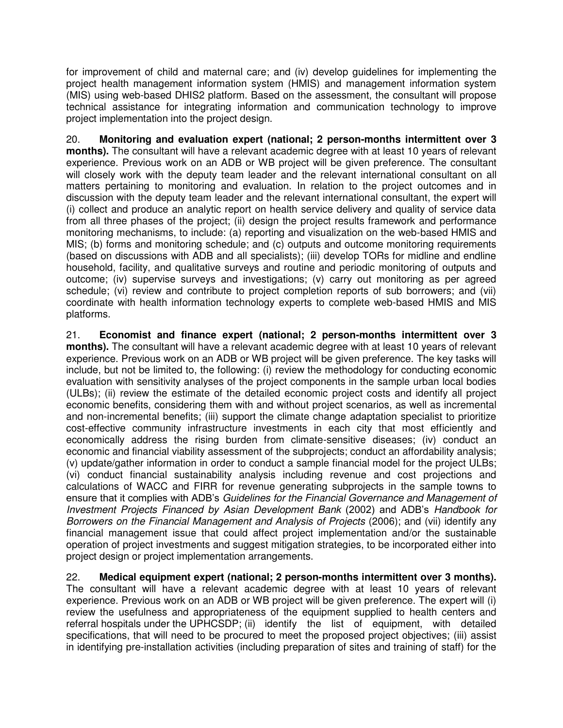for improvement of child and maternal care; and (iv) develop guidelines for implementing the project health management information system (HMIS) and management information system (MIS) using web-based DHIS2 platform. Based on the assessment, the consultant will propose technical assistance for integrating information and communication technology to improve project implementation into the project design.

20. **Monitoring and evaluation expert (national; 2 person-months intermittent over 3 months).** The consultant will have a relevant academic degree with at least 10 years of relevant experience. Previous work on an ADB or WB project will be given preference. The consultant will closely work with the deputy team leader and the relevant international consultant on all matters pertaining to monitoring and evaluation. In relation to the project outcomes and in discussion with the deputy team leader and the relevant international consultant, the expert will (i) collect and produce an analytic report on health service delivery and quality of service data from all three phases of the project; (ii) design the project results framework and performance monitoring mechanisms, to include: (a) reporting and visualization on the web-based HMIS and MIS; (b) forms and monitoring schedule; and (c) outputs and outcome monitoring requirements (based on discussions with ADB and all specialists); (iii) develop TORs for midline and endline household, facility, and qualitative surveys and routine and periodic monitoring of outputs and outcome; (iv) supervise surveys and investigations; (v) carry out monitoring as per agreed schedule; (vi) review and contribute to project completion reports of sub borrowers; and (vii) coordinate with health information technology experts to complete web-based HMIS and MIS platforms.

21. **Economist and finance expert (national; 2 person-months intermittent over 3 months).** The consultant will have a relevant academic degree with at least 10 years of relevant experience. Previous work on an ADB or WB project will be given preference. The key tasks will include, but not be limited to, the following: (i) review the methodology for conducting economic evaluation with sensitivity analyses of the project components in the sample urban local bodies (ULBs); (ii) review the estimate of the detailed economic project costs and identify all project economic benefits, considering them with and without project scenarios, as well as incremental and non-incremental benefits; (iii) support the climate change adaptation specialist to prioritize cost-effective community infrastructure investments in each city that most efficiently and economically address the rising burden from climate-sensitive diseases; (iv) conduct an economic and financial viability assessment of the subprojects; conduct an affordability analysis; (v) update/gather information in order to conduct a sample financial model for the project ULBs; (vi) conduct financial sustainability analysis including revenue and cost projections and calculations of WACC and FIRR for revenue generating subprojects in the sample towns to ensure that it complies with ADB's *Guidelines for the Financial Governance and Management of Investment Projects Financed by Asian Development Bank* (2002) and ADB's *Handbook for Borrowers on the Financial Management and Analysis of Projects* (2006); and (vii) identify any financial management issue that could affect project implementation and/or the sustainable operation of project investments and suggest mitigation strategies, to be incorporated either into project design or project implementation arrangements.

22. **Medical equipment expert (national; 2 person-months intermittent over 3 months).** The consultant will have a relevant academic degree with at least 10 years of relevant experience. Previous work on an ADB or WB project will be given preference. The expert will (i) review the usefulness and appropriateness of the equipment supplied to health centers and referral hospitals under the UPHCSDP; (ii) identify the list of equipment, with detailed specifications, that will need to be procured to meet the proposed project objectives; (iii) assist in identifying pre-installation activities (including preparation of sites and training of staff) for the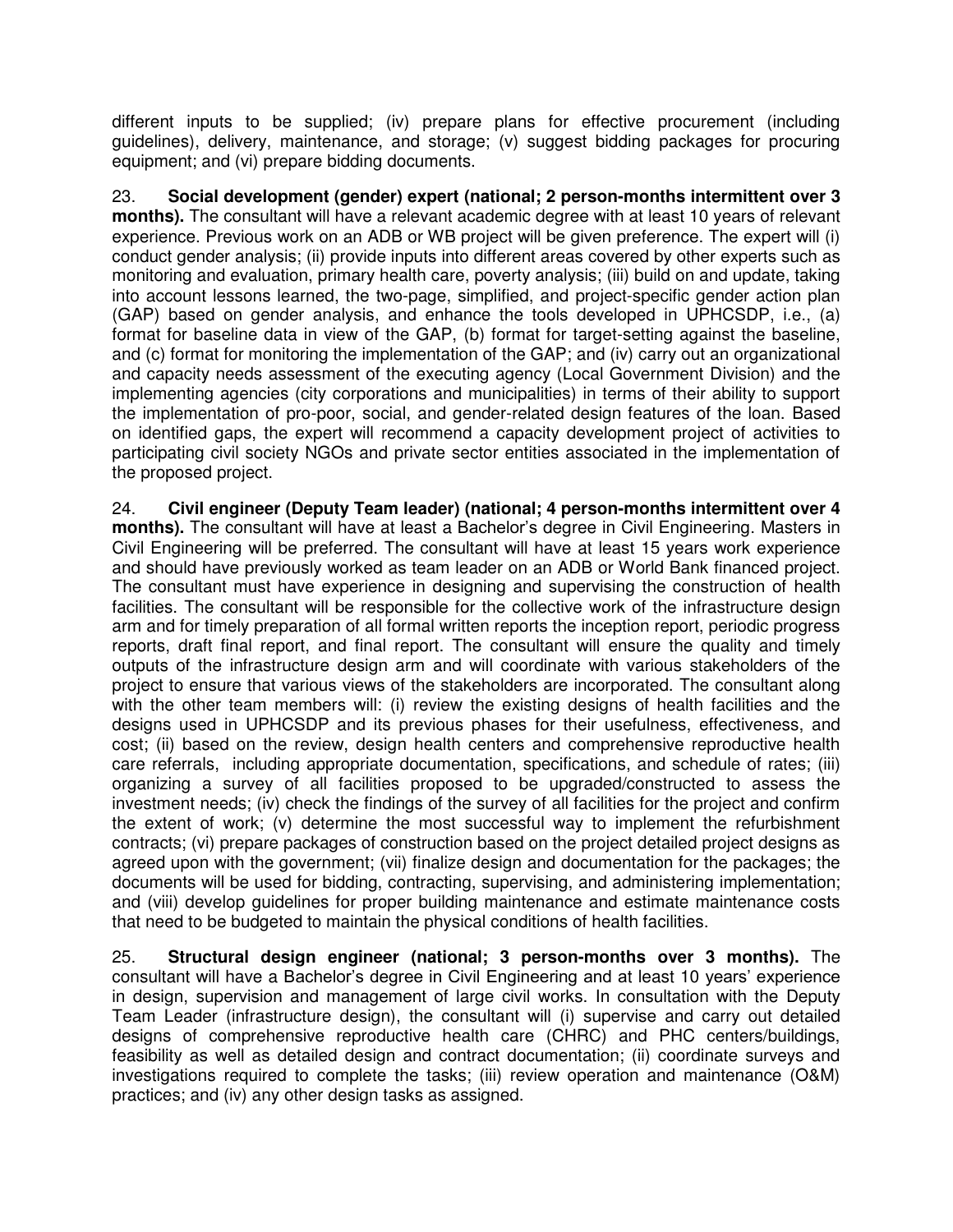different inputs to be supplied; (iv) prepare plans for effective procurement (including guidelines), delivery, maintenance, and storage; (v) suggest bidding packages for procuring equipment; and (vi) prepare bidding documents.

23. **Social development (gender) expert (national; 2 person-months intermittent over 3 months).** The consultant will have a relevant academic degree with at least 10 years of relevant experience. Previous work on an ADB or WB project will be given preference. The expert will (i) conduct gender analysis; (ii) provide inputs into different areas covered by other experts such as monitoring and evaluation, primary health care, poverty analysis; (iii) build on and update, taking into account lessons learned, the two-page, simplified, and project-specific gender action plan (GAP) based on gender analysis, and enhance the tools developed in UPHCSDP, i.e., (a) format for baseline data in view of the GAP, (b) format for target-setting against the baseline, and (c) format for monitoring the implementation of the GAP; and (iv) carry out an organizational and capacity needs assessment of the executing agency (Local Government Division) and the implementing agencies (city corporations and municipalities) in terms of their ability to support the implementation of pro-poor, social, and gender-related design features of the loan. Based on identified gaps, the expert will recommend a capacity development project of activities to participating civil society NGOs and private sector entities associated in the implementation of the proposed project.

24. **Civil engineer (Deputy Team leader) (national; 4 person-months intermittent over 4 months).** The consultant will have at least a Bachelor's degree in Civil Engineering. Masters in Civil Engineering will be preferred. The consultant will have at least 15 years work experience and should have previously worked as team leader on an ADB or World Bank financed project. The consultant must have experience in designing and supervising the construction of health facilities. The consultant will be responsible for the collective work of the infrastructure design arm and for timely preparation of all formal written reports the inception report, periodic progress reports, draft final report, and final report. The consultant will ensure the quality and timely outputs of the infrastructure design arm and will coordinate with various stakeholders of the project to ensure that various views of the stakeholders are incorporated. The consultant along with the other team members will: (i) review the existing designs of health facilities and the designs used in UPHCSDP and its previous phases for their usefulness, effectiveness, and cost; (ii) based on the review, design health centers and comprehensive reproductive health care referrals, including appropriate documentation, specifications, and schedule of rates; (iii) organizing a survey of all facilities proposed to be upgraded/constructed to assess the investment needs; (iv) check the findings of the survey of all facilities for the project and confirm the extent of work; (v) determine the most successful way to implement the refurbishment contracts; (vi) prepare packages of construction based on the project detailed project designs as agreed upon with the government; (vii) finalize design and documentation for the packages; the documents will be used for bidding, contracting, supervising, and administering implementation; and (viii) develop guidelines for proper building maintenance and estimate maintenance costs that need to be budgeted to maintain the physical conditions of health facilities.

25. **Structural design engineer (national; 3 person-months over 3 months).** The consultant will have a Bachelor's degree in Civil Engineering and at least 10 years' experience in design, supervision and management of large civil works. In consultation with the Deputy Team Leader (infrastructure design), the consultant will (i) supervise and carry out detailed designs of comprehensive reproductive health care (CHRC) and PHC centers/buildings, feasibility as well as detailed design and contract documentation; (ii) coordinate surveys and investigations required to complete the tasks; (iii) review operation and maintenance (O&M) practices; and (iv) any other design tasks as assigned.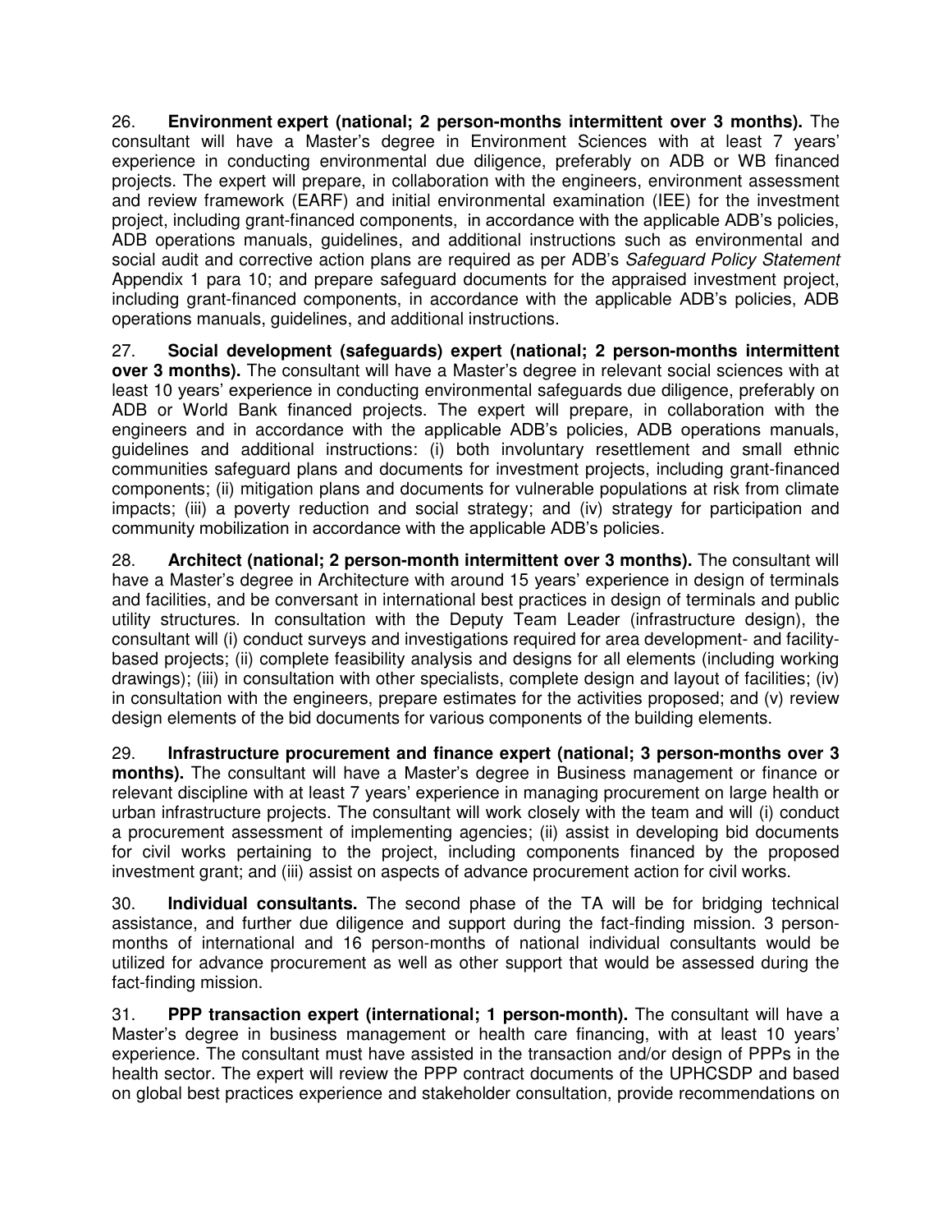26. **Environment expert (national; 2 person-months intermittent over 3 months).** The consultant will have a Master's degree in Environment Sciences with at least 7 years' experience in conducting environmental due diligence, preferably on ADB or WB financed projects. The expert will prepare, in collaboration with the engineers, environment assessment and review framework (EARF) and initial environmental examination (IEE) for the investment project, including grant-financed components, in accordance with the applicable ADB's policies, ADB operations manuals, guidelines, and additional instructions such as environmental and social audit and corrective action plans are required as per ADB's *Safeguard Policy Statement* Appendix 1 para 10; and prepare safeguard documents for the appraised investment project, including grant-financed components, in accordance with the applicable ADB's policies, ADB operations manuals, guidelines, and additional instructions.

27. **Social development (safeguards) expert (national; 2 person-months intermittent over 3 months).** The consultant will have a Master's degree in relevant social sciences with at least 10 years' experience in conducting environmental safeguards due diligence, preferably on ADB or World Bank financed projects. The expert will prepare, in collaboration with the engineers and in accordance with the applicable ADB's policies, ADB operations manuals, guidelines and additional instructions: (i) both involuntary resettlement and small ethnic communities safeguard plans and documents for investment projects, including grant-financed components; (ii) mitigation plans and documents for vulnerable populations at risk from climate impacts; (iii) a poverty reduction and social strategy; and (iv) strategy for participation and community mobilization in accordance with the applicable ADB's policies.

28. **Architect (national; 2 person-month intermittent over 3 months).** The consultant will have a Master's degree in Architecture with around 15 years' experience in design of terminals and facilities, and be conversant in international best practices in design of terminals and public utility structures. In consultation with the Deputy Team Leader (infrastructure design), the consultant will (i) conduct surveys and investigations required for area development- and facility-based projects; (ii) complete feasibility analysis and designs for all elements (including working drawings); (iii) in consultation with other specialists, complete design and layout of facilities; (iv) in consultation with the engineers, prepare estimates for the activities proposed; and (v) review design elements of the bid documents for various components of the building elements.

29. **Infrastructure procurement and finance expert (national; 3 person-months over 3 months).** The consultant will have a Master's degree in Business management or finance or relevant discipline with at least 7 years' experience in managing procurement on large health or urban infrastructure projects. The consultant will work closely with the team and will (i) conduct a procurement assessment of implementing agencies; (ii) assist in developing bid documents for civil works pertaining to the project, including components financed by the proposed investment grant; and (iii) assist on aspects of advance procurement action for civil works.

30. **Individual consultants.** The second phase of the TA will be for bridging technical assistance, and further due diligence and support during the fact-finding mission. 3 person-months of international and 16 person-months of national individual consultants would be utilized for advance procurement as well as other support that would be assessed during the fact-finding mission.

31. **PPP transaction expert (international; 1 person-month).** The consultant will have a Master's degree in business management or health care financing, with at least 10 years' experience. The consultant must have assisted in the transaction and/or design of PPPs in the health sector. The expert will review the PPP contract documents of the UPHCSDP and based on global best practices experience and stakeholder consultation, provide recommendations on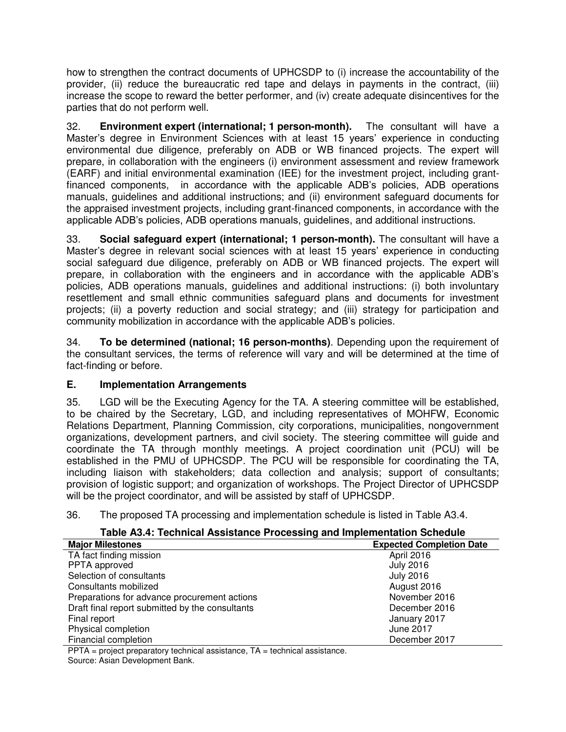how to strengthen the contract documents of UPHCSDP to (i) increase the accountability of the provider, (ii) reduce the bureaucratic red tape and delays in payments in the contract, (iii) increase the scope to reward the better performer, and (iv) create adequate disincentives for the parties that do not perform well.

32. **Environment expert (international; 1 person-month).** The consultant will have a Master's degree in Environment Sciences with at least 15 years' experience in conducting environmental due diligence, preferably on ADB or WB financed projects. The expert will prepare, in collaboration with the engineers (i) environment assessment and review framework (EARF) and initial environmental examination (IEE) for the investment project, including grant-financed components, in accordance with the applicable ADB's policies, ADB operations manuals, guidelines and additional instructions; and (ii) environment safeguard documents for the appraised investment projects, including grant-financed components, in accordance with the applicable ADB's policies, ADB operations manuals, guidelines, and additional instructions.

33. **Social safeguard expert (international; 1 person-month).** The consultant will have a Master's degree in relevant social sciences with at least 15 years' experience in conducting social safeguard due diligence, preferably on ADB or WB financed projects. The expert will prepare, in collaboration with the engineers and in accordance with the applicable ADB's policies, ADB operations manuals, guidelines and additional instructions: (i) both involuntary resettlement and small ethnic communities safeguard plans and documents for investment projects; (ii) a poverty reduction and social strategy; and (iii) strategy for participation and community mobilization in accordance with the applicable ADB's policies.

34. **To be determined (national; 16 person-months)**. Depending upon the requirement of the consultant services, the terms of reference will vary and will be determined at the time of fact-finding or before.

## E. Implementation Arrangements

35. LGD will be the Executing Agency for the TA. A steering committee will be established, to be chaired by the Secretary, LGD, and including representatives of MOHFW, Economic Relations Department, Planning Commission, city corporations, municipalities, nongovernment organizations, development partners, and civil society. The steering committee will guide and coordinate the TA through monthly meetings. A project coordination unit (PCU) will be established in the PMU of UPHCSDP. The PCU will be responsible for coordinating the TA, including liaison with stakeholders; data collection and analysis; support of consultants; provision of logistic support; and organization of workshops. The Project Director of UPHCSDP will be the project coordinator, and will be assisted by staff of UPHCSDP.

36. The proposed TA processing and implementation schedule is listed in Table A3.4.

**Table A3.4: Technical Assistance Processing and Implementation Schedule**

| Major Milestones | Expected Completion Date |
|---|---|
| TA fact finding mission | April 2016 |
| PPTA approved | July 2016 |
| Selection of consultants | July 2016 |
| Consultants mobilized | August 2016 |
| Preparations for advance procurement actions | November 2016 |
| Draft final report submitted by the consultants | December 2016 |
| Final report | January 2017 |
| Physical completion | June 2017 |
| Financial completion | December 2017 |

PPTA = project preparatory technical assistance, TA = technical assistance.
Source: Asian Development Bank.